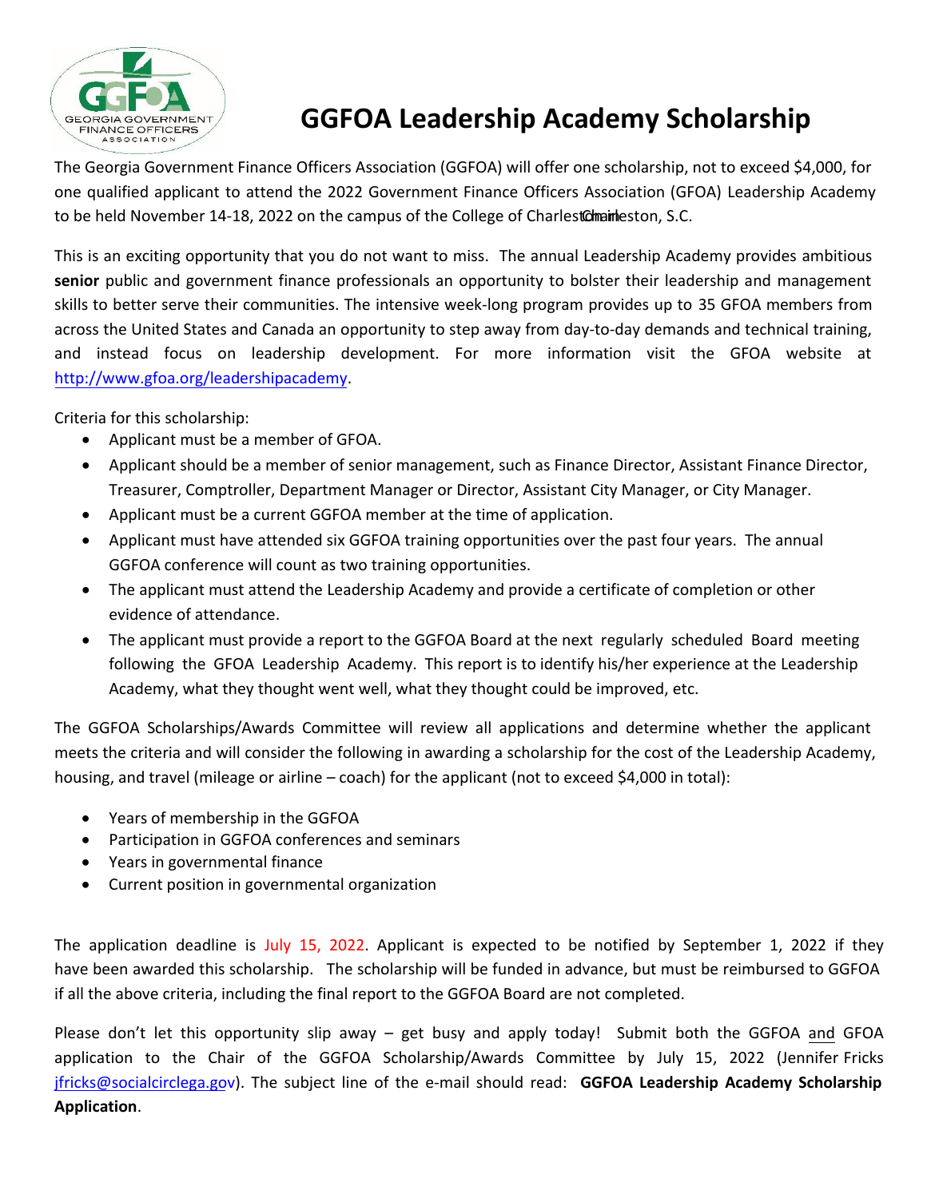# GGFOA Leadership Academy Scholarship

The Georgia Government Finance Officers Association (GGFOA) will offer one scholarship, not to exceed $4,000, for one qualified applicant to attend the 2022 Government Finance Officers Association (GFOA) Leadership Academy to be held November 14-18, 2022 on the campus of the College of Charleston, Charleston, S.C.

This is an exciting opportunity that you do not want to miss. The annual Leadership Academy provides ambitious **senior** public and government finance professionals an opportunity to bolster their leadership and management skills to better serve their communities. The intensive week-long program provides up to 35 GFOA members from across the United States and Canada an opportunity to step away from day-to-day demands and technical training, and instead focus on leadership development. For more information visit the GFOA website at http://www.gfoa.org/leadershipacademy.

Criteria for this scholarship:

- Applicant must be a member of GFOA.
- Applicant should be a member of senior management, such as Finance Director, Assistant Finance Director, Treasurer, Comptroller, Department Manager or Director, Assistant City Manager, or City Manager.
- Applicant must be a current GGFOA member at the time of application.
- Applicant must have attended six GGFOA training opportunities over the past four years. The annual GGFOA conference will count as two training opportunities.
- The applicant must attend the Leadership Academy and provide a certificate of completion or other evidence of attendance.
- The applicant must provide a report to the GGFOA Board at the next regularly scheduled Board meeting following the GFOA Leadership Academy. This report is to identify his/her experience at the Leadership Academy, what they thought went well, what they thought could be improved, etc.

The GGFOA Scholarships/Awards Committee will review all applications and determine whether the applicant meets the criteria and will consider the following in awarding a scholarship for the cost of the Leadership Academy, housing, and travel (mileage or airline – coach) for the applicant (not to exceed $4,000 in total):

- Years of membership in the GGFOA
- Participation in GGFOA conferences and seminars
- Years in governmental finance
- Current position in governmental organization

The application deadline is July 15, 2022. Applicant is expected to be notified by September 1, 2022 if they have been awarded this scholarship. The scholarship will be funded in advance, but must be reimbursed to GGFOA if all the above criteria, including the final report to the GGFOA Board are not completed.

Please don't let this opportunity slip away – get busy and apply today! Submit both the GGFOA and GFOA application to the Chair of the GGFOA Scholarship/Awards Committee by July 15, 2022 (Jennifer Fricks jfricks@socialcirclega.gov). The subject line of the e-mail should read: **GGFOA Leadership Academy Scholarship Application**.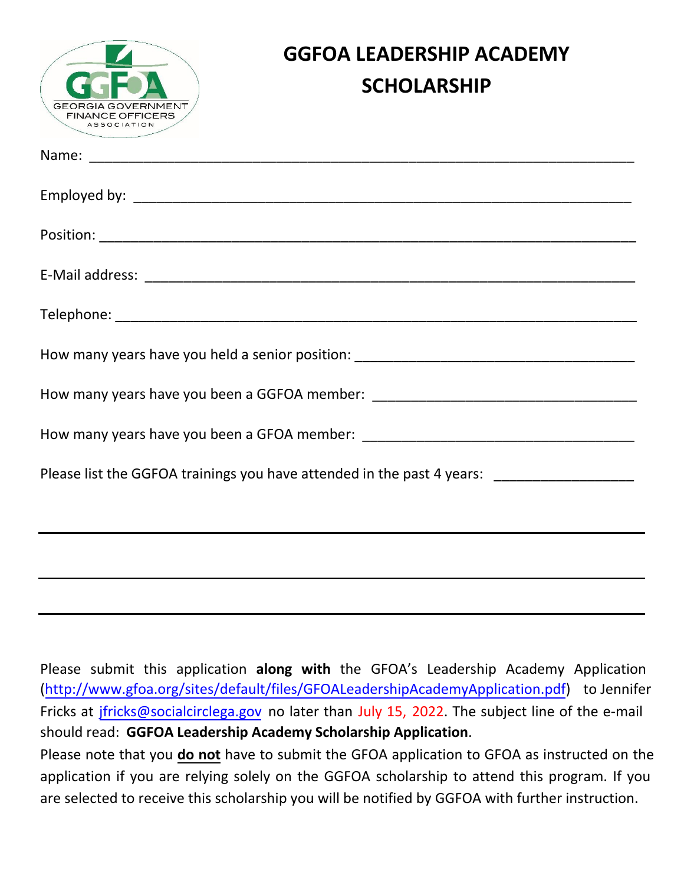# GGFOA LEADERSHIP ACADEMY SCHOLARSHIP

GEORGIA GOVERNMENT FINANCE OFFICERS ASSOCIATION

Name: ______________________________________________________________________

Employed by: ________________________________________________________________

Position: ___________________________________________________________________

E-Mail address: ______________________________________________________________

Telephone: _________________________________________________________________

How many years have you held a senior position: _________________________________

How many years have you been a GGFOA member: _______________________________

How many years have you been a GFOA member: _________________________________

Please list the GGFOA trainings you have attended in the past 4 years: ________________

______________________________________________________________________________

______________________________________________________________________________

______________________________________________________________________________

Please submit this application **along with** the GFOA's Leadership Academy Application (http://www.gfoa.org/sites/default/files/GFOALeadershipAcademyApplication.pdf) to Jennifer Fricks at jfricks@socialcirclega.gov no later than July 15, 2022. The subject line of the e-mail should read: **GGFOA Leadership Academy Scholarship Application**.

Please note that you **do not** have to submit the GFOA application to GFOA as instructed on the application if you are relying solely on the GGFOA scholarship to attend this program. If you are selected to receive this scholarship you will be notified by GGFOA with further instruction.